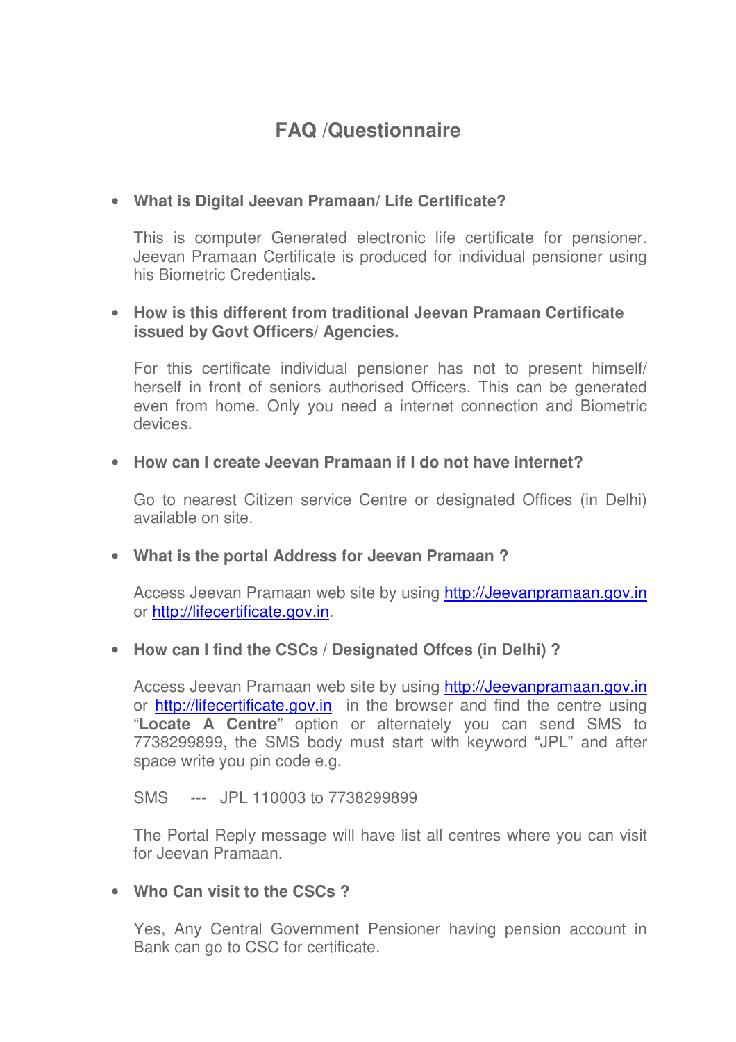# FAQ /Questionnaire

- **What is Digital Jeevan Pramaan/ Life Certificate?**

  This is computer Generated electronic life certificate for pensioner. Jeevan Pramaan Certificate is produced for individual pensioner using his Biometric Credentials**.**

- **How is this different from traditional Jeevan Pramaan Certificate issued by Govt Officers/ Agencies.**

  For this certificate individual pensioner has not to present himself/ herself in front of seniors authorised Officers. This can be generated even from home. Only you need a internet connection and Biometric devices.

- **How can I create Jeevan Pramaan if I do not have internet?**

  Go to nearest Citizen service Centre or designated Offices (in Delhi) available on site.

- **What is the portal Address for Jeevan Pramaan ?**

  Access Jeevan Pramaan web site by using [http://Jeevanpramaan.gov.in](http://Jeevanpramaan.gov.in) or [http://lifecertificate.gov.in](http://lifecertificate.gov.in).

- **How can I find the CSCs / Designated Offces (in Delhi) ?**

  Access Jeevan Pramaan web site by using [http://Jeevanpramaan.gov.in](http://Jeevanpramaan.gov.in) or [http://lifecertificate.gov.in](http://lifecertificate.gov.in) in the browser and find the centre using "**Locate A Centre**" option or alternately you can send SMS to 7738299899, the SMS body must start with keyword "JPL" and after space write you pin code e.g.

  SMS --- JPL 110003 to 7738299899

  The Portal Reply message will have list all centres where you can visit for Jeevan Pramaan.

- **Who Can visit to the CSCs ?**

  Yes, Any Central Government Pensioner having pension account in Bank can go to CSC for certificate.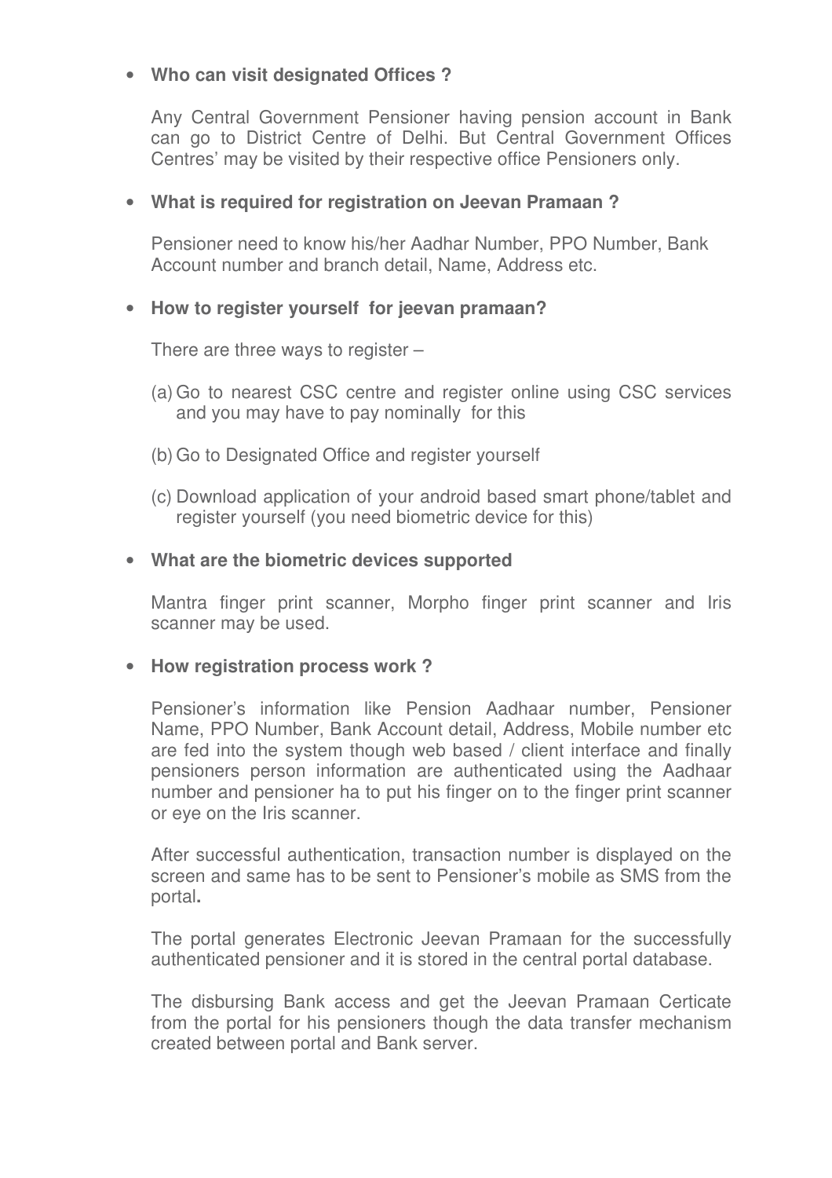- **Who can visit designated Offices ?**

  Any Central Government Pensioner having pension account in Bank can go to District Centre of Delhi. But Central Government Offices Centres' may be visited by their respective office Pensioners only.

- **What is required for registration on Jeevan Pramaan ?**

  Pensioner need to know his/her Aadhar Number, PPO Number, Bank Account number and branch detail, Name, Address etc.

- **How to register yourself for jeevan pramaan?**

  There are three ways to register –

  (a) Go to nearest CSC centre and register online using CSC services and you may have to pay nominally for this

  (b) Go to Designated Office and register yourself

  (c) Download application of your android based smart phone/tablet and register yourself (you need biometric device for this)

- **What are the biometric devices supported**

  Mantra finger print scanner, Morpho finger print scanner and Iris scanner may be used.

- **How registration process work ?**

  Pensioner's information like Pension Aadhaar number, Pensioner Name, PPO Number, Bank Account detail, Address, Mobile number etc are fed into the system though web based / client interface and finally pensioners person information are authenticated using the Aadhaar number and pensioner ha to put his finger on to the finger print scanner or eye on the Iris scanner.

  After successful authentication, transaction number is displayed on the screen and same has to be sent to Pensioner's mobile as SMS from the portal**.**

  The portal generates Electronic Jeevan Pramaan for the successfully authenticated pensioner and it is stored in the central portal database.

  The disbursing Bank access and get the Jeevan Pramaan Certicate from the portal for his pensioners though the data transfer mechanism created between portal and Bank server.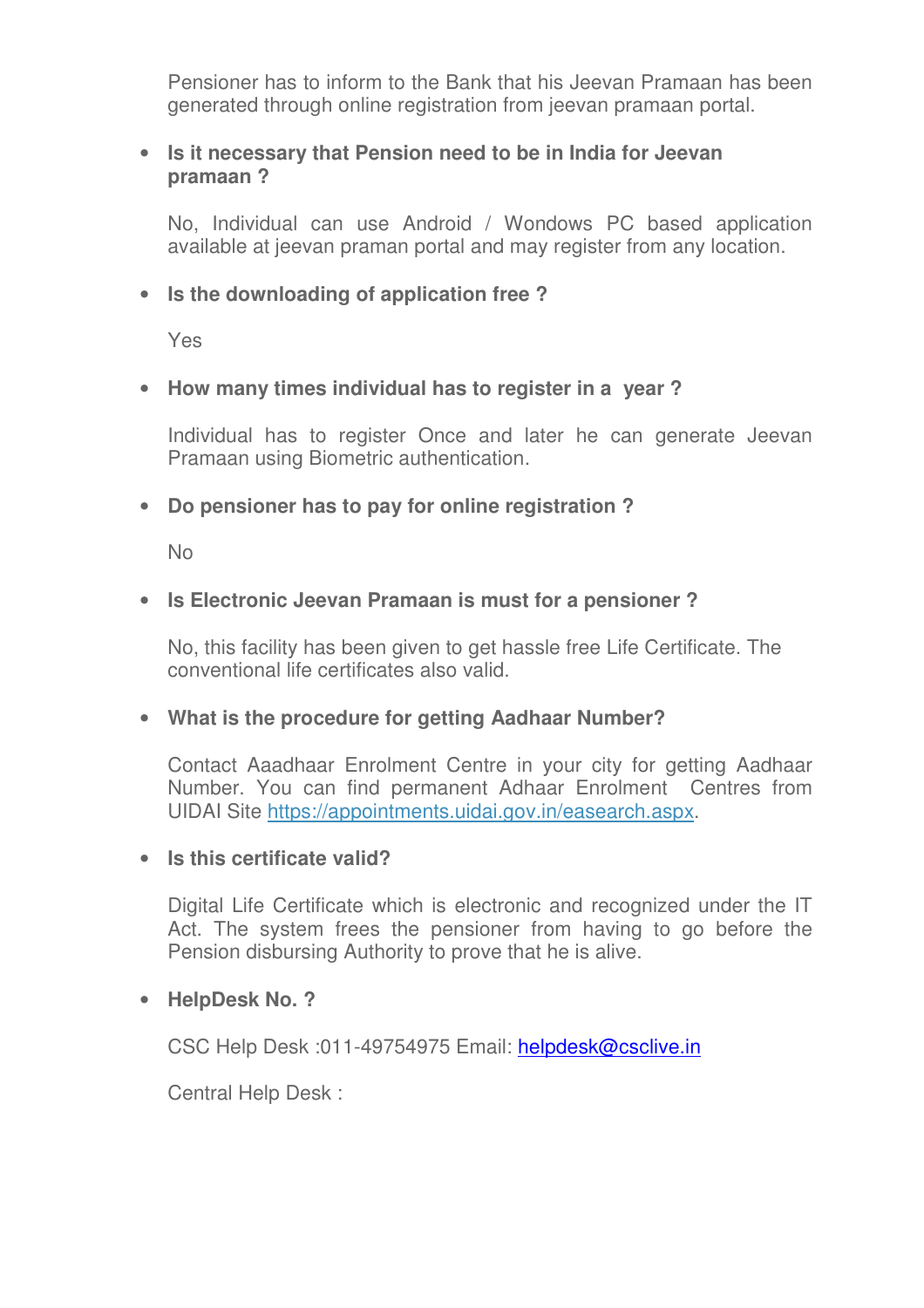Pensioner has to inform to the Bank that his Jeevan Pramaan has been generated through online registration from jeevan pramaan portal.

- **Is it necessary that Pension need to be in India for Jeevan pramaan ?**

  No, Individual can use Android / Wondows PC based application available at jeevan praman portal and may register from any location.

- **Is the downloading of application free ?**

  Yes

- **How many times individual has to register in a year ?**

  Individual has to register Once and later he can generate Jeevan Pramaan using Biometric authentication.

- **Do pensioner has to pay for online registration ?**

  No

- **Is Electronic Jeevan Pramaan is must for a pensioner ?**

  No, this facility has been given to get hassle free Life Certificate. The conventional life certificates also valid.

- **What is the procedure for getting Aadhaar Number?**

  Contact Aaadhaar Enrolment Centre in your city for getting Aadhaar Number. You can find permanent Adhaar Enrolment Centres from UIDAI Site https://appointments.uidai.gov.in/easearch.aspx.

- **Is this certificate valid?**

  Digital Life Certificate which is electronic and recognized under the IT Act. The system frees the pensioner from having to go before the Pension disbursing Authority to prove that he is alive.

- **HelpDesk No. ?**

  CSC Help Desk :011-49754975 Email: helpdesk@csclive.in

  Central Help Desk :